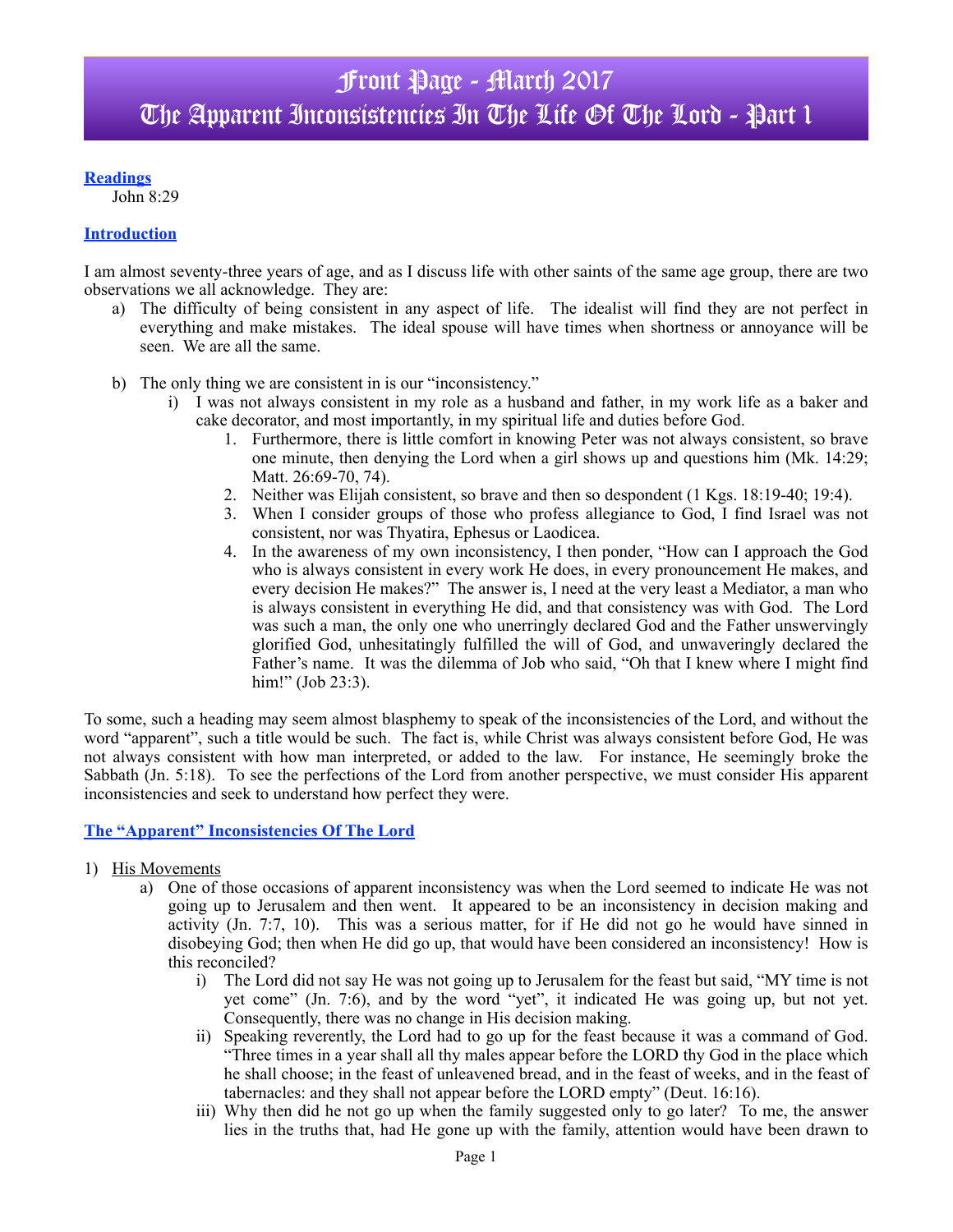# Front Page - March 2017
# The Apparent Inconsistencies In The Life Of The Lord - Part 1

**Readings**

John 8:29

**Introduction**

I am almost seventy-three years of age, and as I discuss life with other saints of the same age group, there are two observations we all acknowledge. They are:

a) The difficulty of being consistent in any aspect of life. The idealist will find they are not perfect in everything and make mistakes. The ideal spouse will have times when shortness or annoyance will be seen. We are all the same.

b) The only thing we are consistent in is our "inconsistency."
   i) I was not always consistent in my role as a husband and father, in my work life as a baker and cake decorator, and most importantly, in my spiritual life and duties before God.
      1. Furthermore, there is little comfort in knowing Peter was not always consistent, so brave one minute, then denying the Lord when a girl shows up and questions him (Mk. 14:29; Matt. 26:69-70, 74).
      2. Neither was Elijah consistent, so brave and then so despondent (1 Kgs. 18:19-40; 19:4).
      3. When I consider groups of those who profess allegiance to God, I find Israel was not consistent, nor was Thyatira, Ephesus or Laodicea.
      4. In the awareness of my own inconsistency, I then ponder, "How can I approach the God who is always consistent in every work He does, in every pronouncement He makes, and every decision He makes?" The answer is, I need at the very least a Mediator, a man who is always consistent in everything He did, and that consistency was with God. The Lord was such a man, the only one who unerringly declared God and the Father unswervingly glorified God, unhesitatingly fulfilled the will of God, and unwaveringly declared the Father's name. It was the dilemma of Job who said, "Oh that I knew where I might find him!" (Job 23:3).

To some, such a heading may seem almost blasphemy to speak of the inconsistencies of the Lord, and without the word "apparent", such a title would be such. The fact is, while Christ was always consistent before God, He was not always consistent with how man interpreted, or added to the law. For instance, He seemingly broke the Sabbath (Jn. 5:18). To see the perfections of the Lord from another perspective, we must consider His apparent inconsistencies and seek to understand how perfect they were.

**The "Apparent" Inconsistencies Of The Lord**

1) His Movements
   a) One of those occasions of apparent inconsistency was when the Lord seemed to indicate He was not going up to Jerusalem and then went. It appeared to be an inconsistency in decision making and activity (Jn. 7:7, 10). This was a serious matter, for if He did not go he would have sinned in disobeying God; then when He did go up, that would have been considered an inconsistency! How is this reconciled?
      i) The Lord did not say He was not going up to Jerusalem for the feast but said, "MY time is not yet come" (Jn. 7:6), and by the word "yet", it indicated He was going up, but not yet. Consequently, there was no change in His decision making.
      ii) Speaking reverently, the Lord had to go up for the feast because it was a command of God. "Three times in a year shall all thy males appear before the LORD thy God in the place which he shall choose; in the feast of unleavened bread, and in the feast of weeks, and in the feast of tabernacles: and they shall not appear before the LORD empty" (Deut. 16:16).
      iii) Why then did he not go up when the family suggested only to go later? To me, the answer lies in the truths that, had He gone up with the family, attention would have been drawn to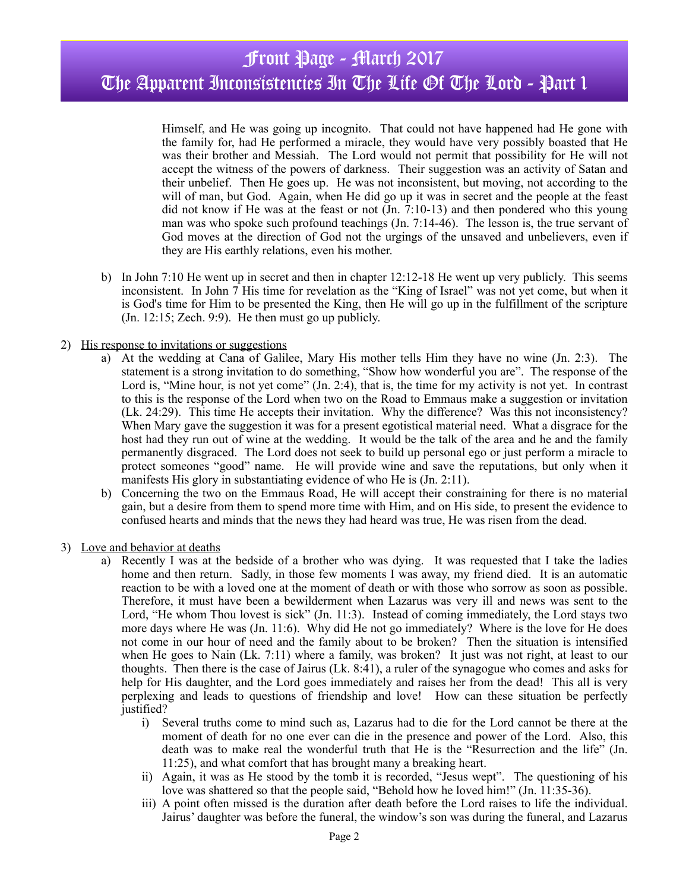Himself, and He was going up incognito. That could not have happened had He gone with the family for, had He performed a miracle, they would have very possibly boasted that He was their brother and Messiah. The Lord would not permit that possibility for He will not accept the witness of the powers of darkness. Their suggestion was an activity of Satan and their unbelief. Then He goes up. He was not inconsistent, but moving, not according to the will of man, but God. Again, when He did go up it was in secret and the people at the feast did not know if He was at the feast or not (Jn. 7:10-13) and then pondered who this young man was who spoke such profound teachings (Jn. 7:14-46). The lesson is, the true servant of God moves at the direction of God not the urgings of the unsaved and unbelievers, even if they are His earthly relations, even his mother.

b) In John 7:10 He went up in secret and then in chapter 12:12-18 He went up very publicly. This seems inconsistent. In John 7 His time for revelation as the "King of Israel" was not yet come, but when it is God's time for Him to be presented the King, then He will go up in the fulfillment of the scripture (Jn. 12:15; Zech. 9:9). He then must go up publicly.

2) <u>His response to invitations or suggestions</u>

a) At the wedding at Cana of Galilee, Mary His mother tells Him they have no wine (Jn. 2:3). The statement is a strong invitation to do something, "Show how wonderful you are". The response of the Lord is, "Mine hour, is not yet come" (Jn. 2:4), that is, the time for my activity is not yet. In contrast to this is the response of the Lord when two on the Road to Emmaus make a suggestion or invitation (Lk. 24:29). This time He accepts their invitation. Why the difference? Was this not inconsistency? When Mary gave the suggestion it was for a present egotistical material need. What a disgrace for the host had they run out of wine at the wedding. It would be the talk of the area and he and the family permanently disgraced. The Lord does not seek to build up personal ego or just perform a miracle to protect someones "good" name. He will provide wine and save the reputations, but only when it manifests His glory in substantiating evidence of who He is (Jn. 2:11).

b) Concerning the two on the Emmaus Road, He will accept their constraining for there is no material gain, but a desire from them to spend more time with Him, and on His side, to present the evidence to confused hearts and minds that the news they had heard was true, He was risen from the dead.

3) <u>Love and behavior at deaths</u>

a) Recently I was at the bedside of a brother who was dying. It was requested that I take the ladies home and then return. Sadly, in those few moments I was away, my friend died. It is an automatic reaction to be with a loved one at the moment of death or with those who sorrow as soon as possible. Therefore, it must have been a bewilderment when Lazarus was very ill and news was sent to the Lord, "He whom Thou lovest is sick" (Jn. 11:3). Instead of coming immediately, the Lord stays two more days where He was (Jn. 11:6). Why did He not go immediately? Where is the love for He does not come in our hour of need and the family about to be broken? Then the situation is intensified when He goes to Nain (Lk. 7:11) where a family, was broken? It just was not right, at least to our thoughts. Then there is the case of Jairus (Lk. 8:41), a ruler of the synagogue who comes and asks for help for His daughter, and the Lord goes immediately and raises her from the dead! This all is very perplexing and leads to questions of friendship and love! How can these situation be perfectly justified?

i) Several truths come to mind such as, Lazarus had to die for the Lord cannot be there at the moment of death for no one ever can die in the presence and power of the Lord. Also, this death was to make real the wonderful truth that He is the "Resurrection and the life" (Jn. 11:25), and what comfort that has brought many a breaking heart.

ii) Again, it was as He stood by the tomb it is recorded, "Jesus wept". The questioning of his love was shattered so that the people said, "Behold how he loved him!" (Jn. 11:35-36).

iii) A point often missed is the duration after death before the Lord raises to life the individual. Jairus' daughter was before the funeral, the window's son was during the funeral, and Lazarus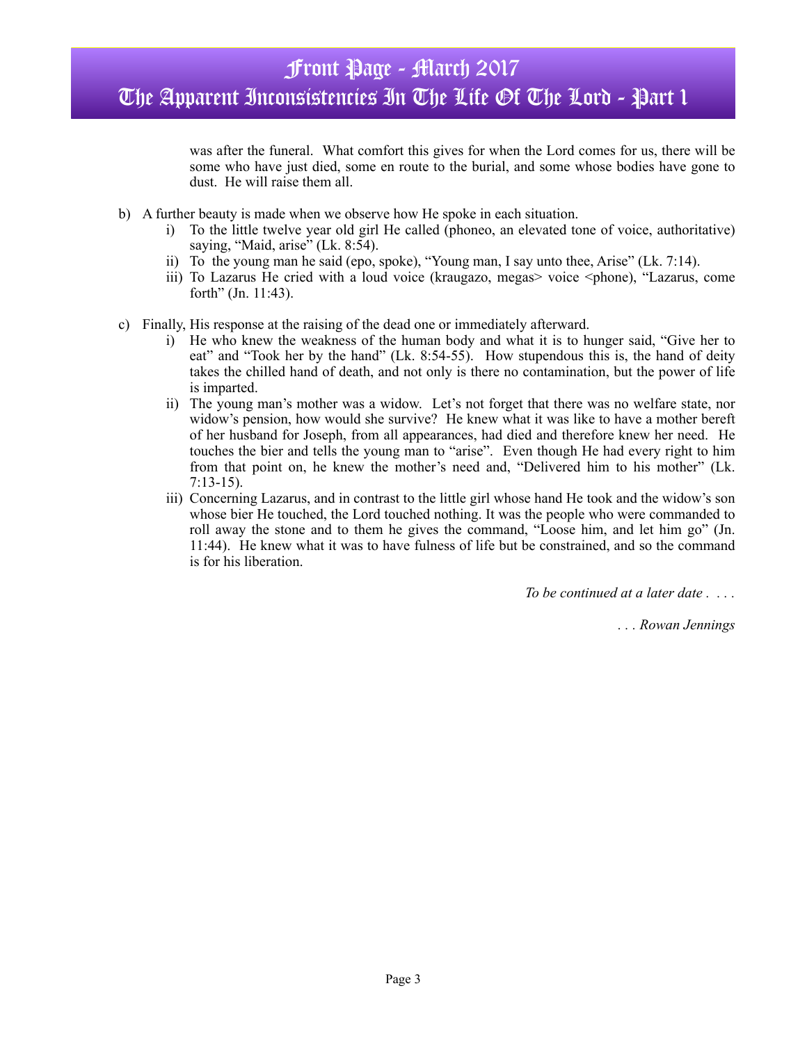was after the funeral. What comfort this gives for when the Lord comes for us, there will be some who have just died, some en route to the burial, and some whose bodies have gone to dust. He will raise them all.

b) A further beauty is made when we observe how He spoke in each situation.
   i) To the little twelve year old girl He called (phoneo, an elevated tone of voice, authoritative) saying, "Maid, arise" (Lk. 8:54).
   ii) To the young man he said (epo, spoke), "Young man, I say unto thee, Arise" (Lk. 7:14).
   iii) To Lazarus He cried with a loud voice (kraugazo, megas> voice <phone), "Lazarus, come forth" (Jn. 11:43).

c) Finally, His response at the raising of the dead one or immediately afterward.
   i) He who knew the weakness of the human body and what it is to hunger said, "Give her to eat" and "Took her by the hand" (Lk. 8:54-55). How stupendous this is, the hand of deity takes the chilled hand of death, and not only is there no contamination, but the power of life is imparted.
   ii) The young man's mother was a widow. Let's not forget that there was no welfare state, nor widow's pension, how would she survive? He knew what it was like to have a mother bereft of her husband for Joseph, from all appearances, had died and therefore knew her need. He touches the bier and tells the young man to "arise". Even though He had every right to him from that point on, he knew the mother's need and, "Delivered him to his mother" (Lk. 7:13-15).
   iii) Concerning Lazarus, and in contrast to the little girl whose hand He took and the widow's son whose bier He touched, the Lord touched nothing. It was the people who were commanded to roll away the stone and to them he gives the command, "Loose him, and let him go" (Jn. 11:44). He knew what it was to have fulness of life but be constrained, and so the command is for his liberation.

*To be continued at a later date . . . .*

*. . . Rowan Jennings*